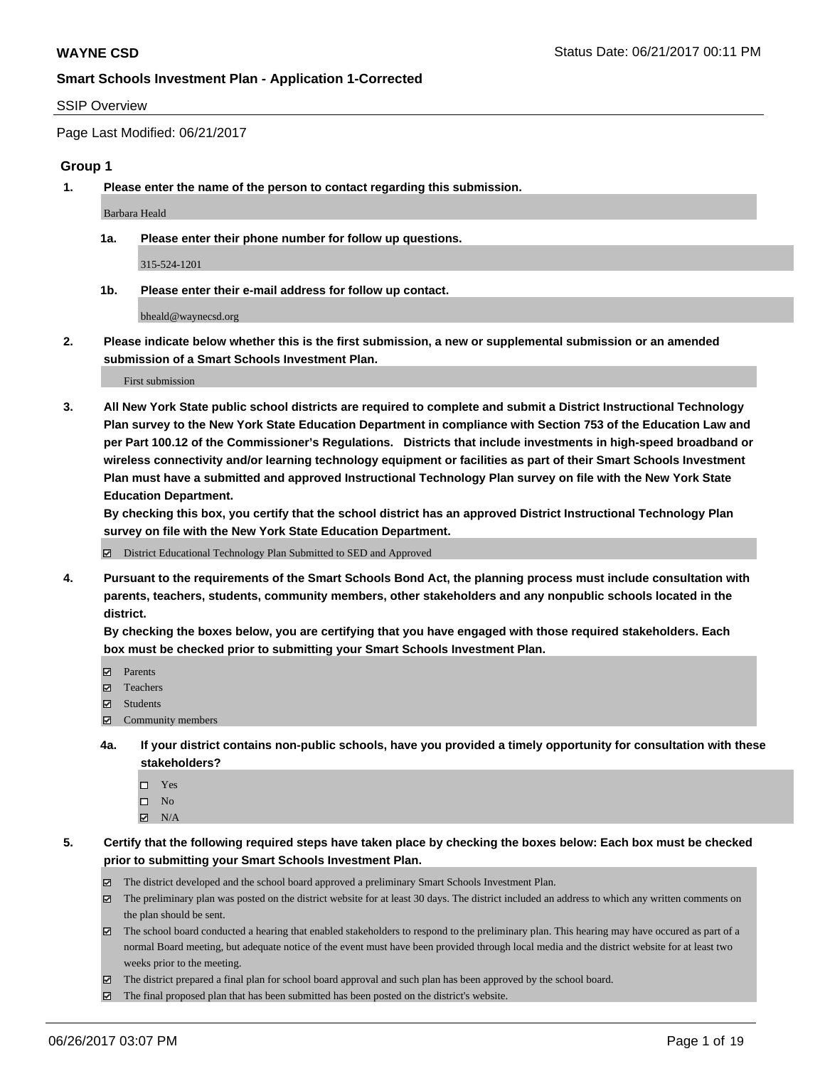**WAYNE CSD**

Status Date: 06/21/2017 00:11 PM

**Smart Schools Investment Plan - Application 1-Corrected**

SSIP Overview

Page Last Modified: 06/21/2017

### Group 1

**1. Please enter the name of the person to contact regarding this submission.**

Barbara Heald

**1a. Please enter their phone number for follow up questions.**

315-524-1201

**1b. Please enter their e-mail address for follow up contact.**

bheald@waynecsd.org

**2. Please indicate below whether this is the first submission, a new or supplemental submission or an amended submission of a Smart Schools Investment Plan.**

First submission

**3. All New York State public school districts are required to complete and submit a District Instructional Technology Plan survey to the New York State Education Department in compliance with Section 753 of the Education Law and per Part 100.12 of the Commissioner's Regulations. Districts that include investments in high-speed broadband or wireless connectivity and/or learning technology equipment or facilities as part of their Smart Schools Investment Plan must have a submitted and approved Instructional Technology Plan survey on file with the New York State Education Department.**

**By checking this box, you certify that the school district has an approved District Instructional Technology Plan survey on file with the New York State Education Department.**

- ☑ District Educational Technology Plan Submitted to SED and Approved

**4. Pursuant to the requirements of the Smart Schools Bond Act, the planning process must include consultation with parents, teachers, students, community members, other stakeholders and any nonpublic schools located in the district.**

**By checking the boxes below, you are certifying that you have engaged with those required stakeholders. Each box must be checked prior to submitting your Smart Schools Investment Plan.**

- ☑ Parents
- ☑ Teachers
- ☑ Students
- ☑ Community members

**4a. If your district contains non-public schools, have you provided a timely opportunity for consultation with these stakeholders?**

- ☐ Yes
- ☐ No
- ☑ N/A

**5. Certify that the following required steps have taken place by checking the boxes below: Each box must be checked prior to submitting your Smart Schools Investment Plan.**

- ☑ The district developed and the school board approved a preliminary Smart Schools Investment Plan.
- ☑ The preliminary plan was posted on the district website for at least 30 days. The district included an address to which any written comments on the plan should be sent.
- ☑ The school board conducted a hearing that enabled stakeholders to respond to the preliminary plan. This hearing may have occured as part of a normal Board meeting, but adequate notice of the event must have been provided through local media and the district website for at least two weeks prior to the meeting.
- ☑ The district prepared a final plan for school board approval and such plan has been approved by the school board.
- ☑ The final proposed plan that has been submitted has been posted on the district's website.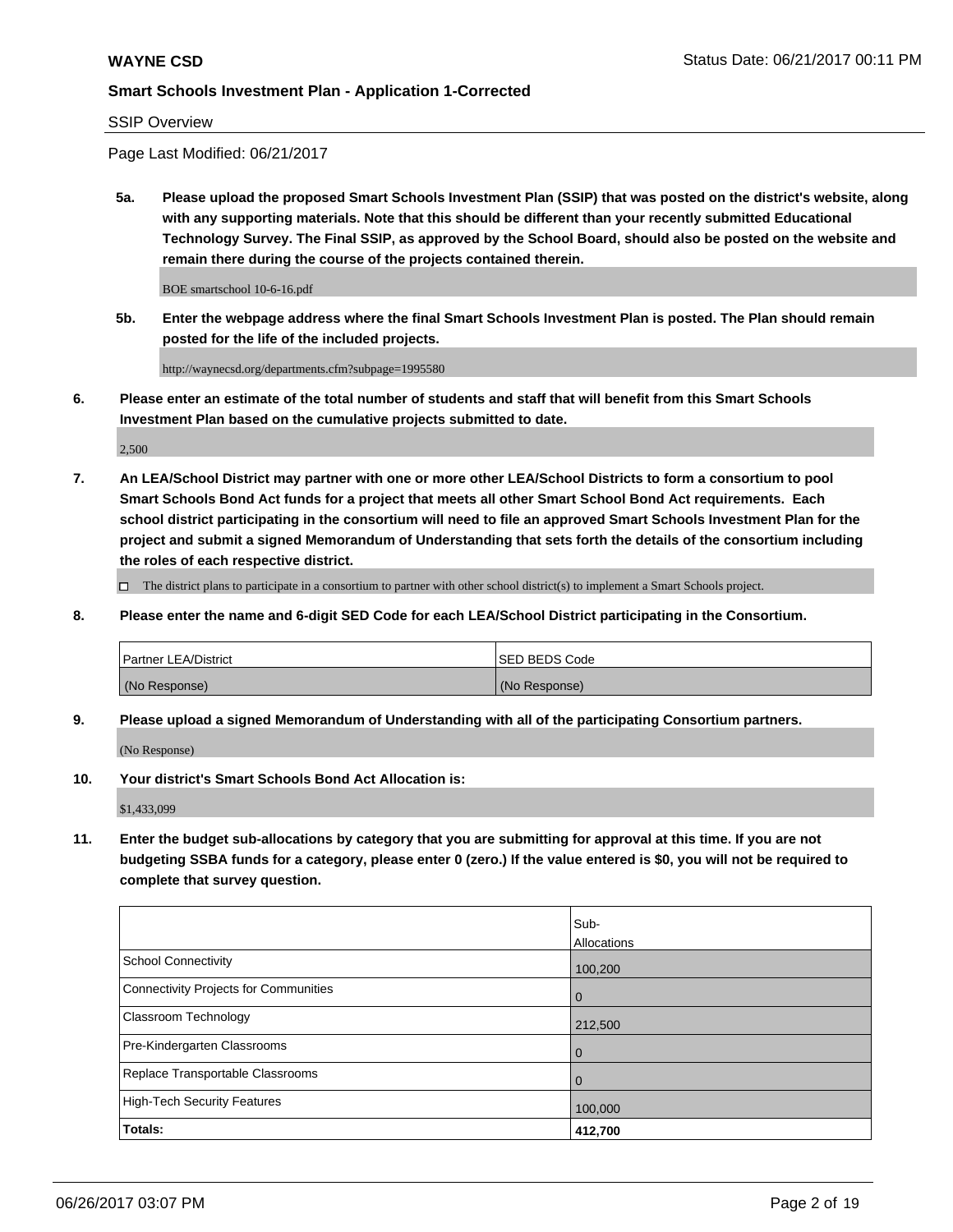**WAYNE CSD** Status Date: 06/21/2017 00:11 PM

**Smart Schools Investment Plan - Application 1-Corrected**

SSIP Overview

Page Last Modified: 06/21/2017

**5a. Please upload the proposed Smart Schools Investment Plan (SSIP) that was posted on the district's website, along with any supporting materials. Note that this should be different than your recently submitted Educational Technology Survey. The Final SSIP, as approved by the School Board, should also be posted on the website and remain there during the course of the projects contained therein.**

BOE smartschool 10-6-16.pdf

**5b. Enter the webpage address where the final Smart Schools Investment Plan is posted. The Plan should remain posted for the life of the included projects.**

http://waynecsd.org/departments.cfm?subpage=1995580

**6. Please enter an estimate of the total number of students and staff that will benefit from this Smart Schools Investment Plan based on the cumulative projects submitted to date.**

2,500

**7. An LEA/School District may partner with one or more other LEA/School Districts to form a consortium to pool Smart Schools Bond Act funds for a project that meets all other Smart School Bond Act requirements. Each school district participating in the consortium will need to file an approved Smart Schools Investment Plan for the project and submit a signed Memorandum of Understanding that sets forth the details of the consortium including the roles of each respective district.**

☐ The district plans to participate in a consortium to partner with other school district(s) to implement a Smart Schools project.

**8. Please enter the name and 6-digit SED Code for each LEA/School District participating in the Consortium.**

| Partner LEA/District | SED BEDS Code |
|---|---|
| (No Response) | (No Response) |

**9. Please upload a signed Memorandum of Understanding with all of the participating Consortium partners.**

(No Response)

**10. Your district's Smart Schools Bond Act Allocation is:**

$1,433,099

**11. Enter the budget sub-allocations by category that you are submitting for approval at this time. If you are not budgeting SSBA funds for a category, please enter 0 (zero.) If the value entered is $0, you will not be required to complete that survey question.**

| | Sub-Allocations |
|---|---|
| School Connectivity | 100,200 |
| Connectivity Projects for Communities | 0 |
| Classroom Technology | 212,500 |
| Pre-Kindergarten Classrooms | 0 |
| Replace Transportable Classrooms | 0 |
| High-Tech Security Features | 100,000 |
| **Totals:** | **412,700** |

06/26/2017 03:07 PM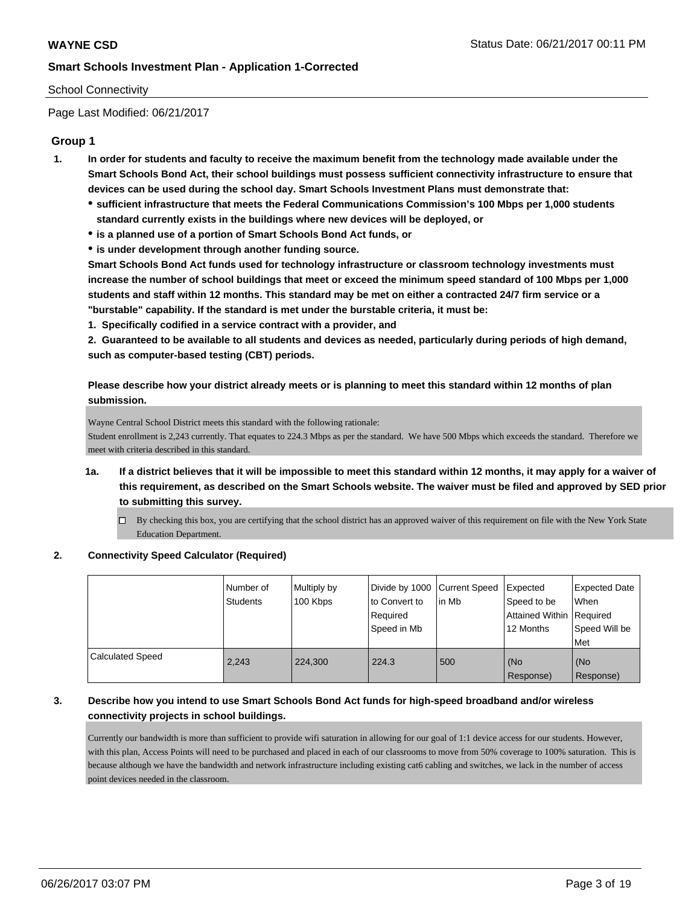School Connectivity

Page Last Modified: 06/21/2017

## Group 1

1. **In order for students and faculty to receive the maximum benefit from the technology made available under the Smart Schools Bond Act, their school buildings must possess sufficient connectivity infrastructure to ensure that devices can be used during the school day. Smart Schools Investment Plans must demonstrate that:**
   - **sufficient infrastructure that meets the Federal Communications Commission's 100 Mbps per 1,000 students standard currently exists in the buildings where new devices will be deployed, or**
   - **is a planned use of a portion of Smart Schools Bond Act funds, or**
   - **is under development through another funding source.**

   **Smart Schools Bond Act funds used for technology infrastructure or classroom technology investments must increase the number of school buildings that meet or exceed the minimum speed standard of 100 Mbps per 1,000 students and staff within 12 months. This standard may be met on either a contracted 24/7 firm service or a "burstable" capability. If the standard is met under the burstable criteria, it must be:**

   **1. Specifically codified in a service contract with a provider, and**

   **2. Guaranteed to be available to all students and devices as needed, particularly during periods of high demand, such as computer-based testing (CBT) periods.**

   **Please describe how your district already meets or is planning to meet this standard within 12 months of plan submission.**

   Wayne Central School District meets this standard with the following rationale:
   Student enrollment is 2,243 currently. That equates to 224.3 Mbps as per the standard. We have 500 Mbps which exceeds the standard. Therefore we meet with criteria described in this standard.

   1a. **If a district believes that it will be impossible to meet this standard within 12 months, it may apply for a waiver of this requirement, as described on the Smart Schools website. The waiver must be filed and approved by SED prior to submitting this survey.**

   - ☐ By checking this box, you are certifying that the school district has an approved waiver of this requirement on file with the New York State Education Department.

2. **Connectivity Speed Calculator (Required)**

| | Number of Students | Multiply by 100 Kbps | Divide by 1000 to Convert to Required Speed in Mb | Current Speed in Mb | Expected Speed to be Attained Within 12 Months | Expected Date When Required Speed Will be Met |
|---|---|---|---|---|---|---|
| Calculated Speed | 2,243 | 224,300 | 224.3 | 500 | (No Response) | (No Response) |

3. **Describe how you intend to use Smart Schools Bond Act funds for high-speed broadband and/or wireless connectivity projects in school buildings.**

   Currently our bandwidth is more than sufficient to provide wifi saturation in allowing for our goal of 1:1 device access for our students. However, with this plan, Access Points will need to be purchased and placed in each of our classrooms to move from 50% coverage to 100% saturation. This is because although we have the bandwidth and network infrastructure including existing cat6 cabling and switches, we lack in the number of access point devices needed in the classroom.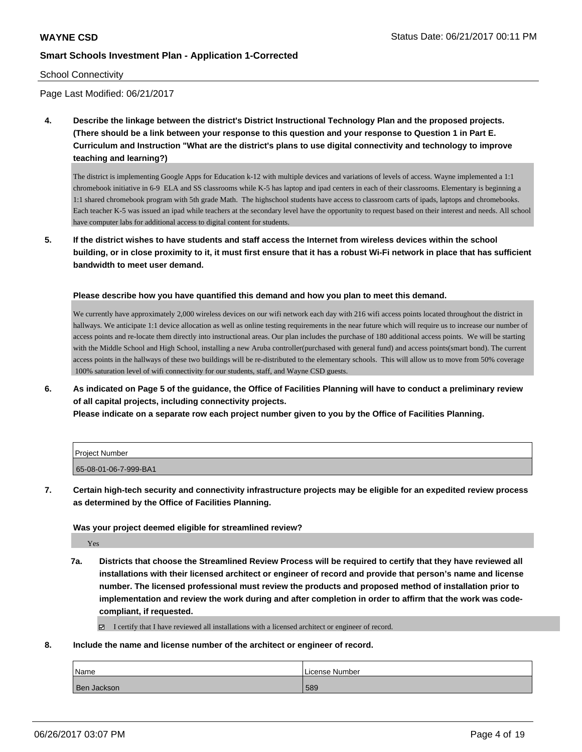School Connectivity

Page Last Modified: 06/21/2017

**4. Describe the linkage between the district's District Instructional Technology Plan and the proposed projects. (There should be a link between your response to this question and your response to Question 1 in Part E. Curriculum and Instruction "What are the district's plans to use digital connectivity and technology to improve teaching and learning?)**

The district is implementing Google Apps for Education k-12 with multiple devices and variations of levels of access. Wayne implemented a 1:1 chromebook initiative in 6-9 ELA and SS classrooms while K-5 has laptop and ipad centers in each of their classrooms. Elementary is beginning a 1:1 shared chromebook program with 5th grade Math. The highschool students have access to classroom carts of ipads, laptops and chromebooks. Each teacher K-5 was issued an ipad while teachers at the secondary level have the opportunity to request based on their interest and needs. All school have computer labs for additional access to digital content for students.

**5. If the district wishes to have students and staff access the Internet from wireless devices within the school building, or in close proximity to it, it must first ensure that it has a robust Wi-Fi network in place that has sufficient bandwidth to meet user demand.**

**Please describe how you have quantified this demand and how you plan to meet this demand.**

We currently have approximately 2,000 wireless devices on our wifi network each day with 216 wifi access points located throughout the district in hallways. We anticipate 1:1 device allocation as well as online testing requirements in the near future which will require us to increase our number of access points and re-locate them directly into instructional areas. Our plan includes the purchase of 180 additional access points. We will be starting with the Middle School and High School, installing a new Aruba controller(purchased with general fund) and access points(smart bond). The current access points in the hallways of these two buildings will be re-distributed to the elementary schools. This will allow us to move from 50% coverage 100% saturation level of wifi connectivity for our students, staff, and Wayne CSD guests.

**6. As indicated on Page 5 of the guidance, the Office of Facilities Planning will have to conduct a preliminary review of all capital projects, including connectivity projects.**
**Please indicate on a separate row each project number given to you by the Office of Facilities Planning.**

| Project Number |
|---|
| 65-08-01-06-7-999-BA1 |

**7. Certain high-tech security and connectivity infrastructure projects may be eligible for an expedited review process as determined by the Office of Facilities Planning.**

**Was your project deemed eligible for streamlined review?**

Yes

**7a. Districts that choose the Streamlined Review Process will be required to certify that they have reviewed all installations with their licensed architect or engineer of record and provide that person's name and license number. The licensed professional must review the products and proposed method of installation prior to implementation and review the work during and after completion in order to affirm that the work was code-compliant, if requested.**

☑ I certify that I have reviewed all installations with a licensed architect or engineer of record.

**8. Include the name and license number of the architect or engineer of record.**

| Name | License Number |
|---|---|
| Ben Jackson | 589 |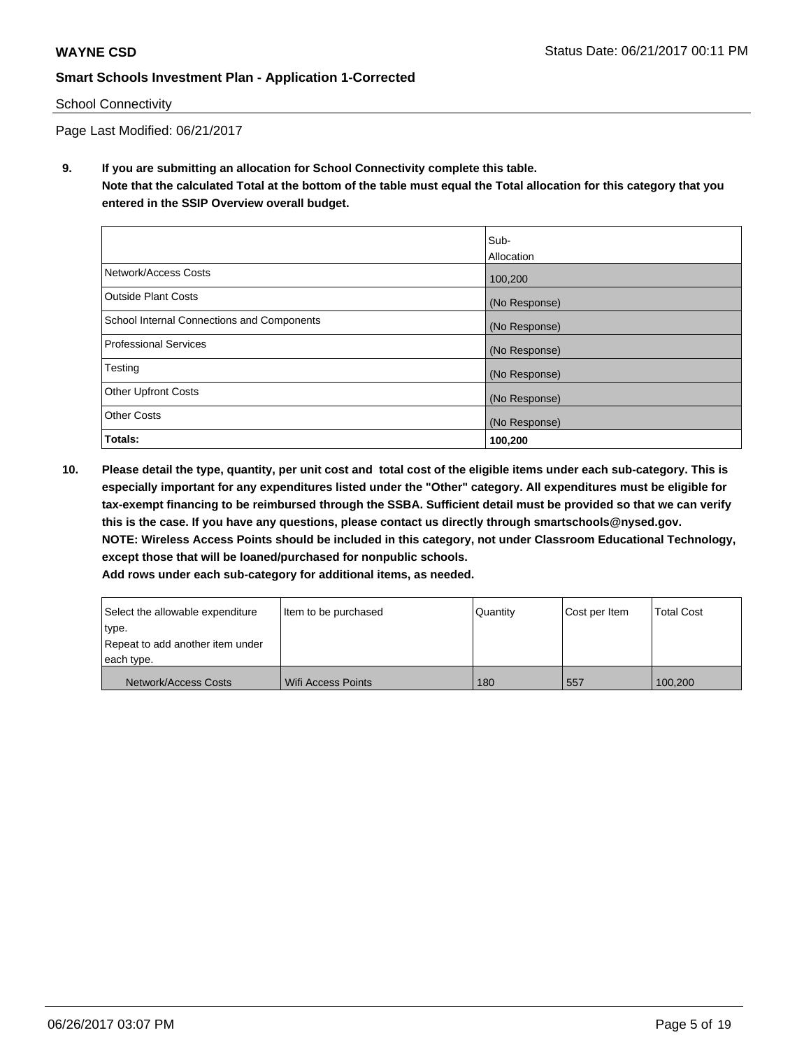**WAYNE CSD** Status Date: 06/21/2017 00:11 PM

**Smart Schools Investment Plan - Application 1-Corrected**

School Connectivity

Page Last Modified: 06/21/2017

**9. If you are submitting an allocation for School Connectivity complete this table. Note that the calculated Total at the bottom of the table must equal the Total allocation for this category that you entered in the SSIP Overview overall budget.**

| | Sub-Allocation |
|---|---|
| Network/Access Costs | 100,200 |
| Outside Plant Costs | (No Response) |
| School Internal Connections and Components | (No Response) |
| Professional Services | (No Response) |
| Testing | (No Response) |
| Other Upfront Costs | (No Response) |
| Other Costs | (No Response) |
| **Totals:** | **100,200** |

**10. Please detail the type, quantity, per unit cost and total cost of the eligible items under each sub-category. This is especially important for any expenditures listed under the "Other" category. All expenditures must be eligible for tax-exempt financing to be reimbursed through the SSBA. Sufficient detail must be provided so that we can verify this is the case. If you have any questions, please contact us directly through smartschools@nysed.gov.**
**NOTE: Wireless Access Points should be included in this category, not under Classroom Educational Technology, except those that will be loaned/purchased for nonpublic schools.**
**Add rows under each sub-category for additional items, as needed.**

| Select the allowable expenditure type. Repeat to add another item under each type. | Item to be purchased | Quantity | Cost per Item | Total Cost |
|---|---|---|---|---|
| Network/Access Costs | Wifi Access Points | 180 | 557 | 100,200 |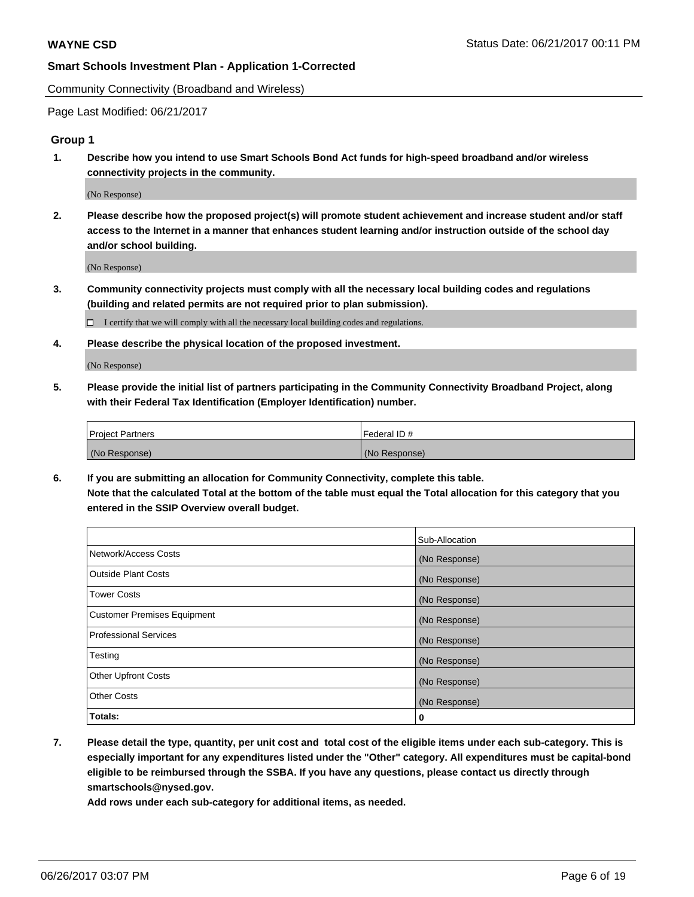Community Connectivity (Broadband and Wireless)

Page Last Modified: 06/21/2017

### Group 1

**1. Describe how you intend to use Smart Schools Bond Act funds for high-speed broadband and/or wireless connectivity projects in the community.**

(No Response)

**2. Please describe how the proposed project(s) will promote student achievement and increase student and/or staff access to the Internet in a manner that enhances student learning and/or instruction outside of the school day and/or school building.**

(No Response)

**3. Community connectivity projects must comply with all the necessary local building codes and regulations (building and related permits are not required prior to plan submission).**

☐ I certify that we will comply with all the necessary local building codes and regulations.

**4. Please describe the physical location of the proposed investment.**

(No Response)

**5. Please provide the initial list of partners participating in the Community Connectivity Broadband Project, along with their Federal Tax Identification (Employer Identification) number.**

| Project Partners | Federal ID # |
|---|---|
| (No Response) | (No Response) |

**6. If you are submitting an allocation for Community Connectivity, complete this table. Note that the calculated Total at the bottom of the table must equal the Total allocation for this category that you entered in the SSIP Overview overall budget.**

| | Sub-Allocation |
|---|---|
| Network/Access Costs | (No Response) |
| Outside Plant Costs | (No Response) |
| Tower Costs | (No Response) |
| Customer Premises Equipment | (No Response) |
| Professional Services | (No Response) |
| Testing | (No Response) |
| Other Upfront Costs | (No Response) |
| Other Costs | (No Response) |
| **Totals:** | **0** |

**7. Please detail the type, quantity, per unit cost and total cost of the eligible items under each sub-category. This is especially important for any expenditures listed under the "Other" category. All expenditures must be capital-bond eligible to be reimbursed through the SSBA. If you have any questions, please contact us directly through smartschools@nysed.gov.**
**Add rows under each sub-category for additional items, as needed.**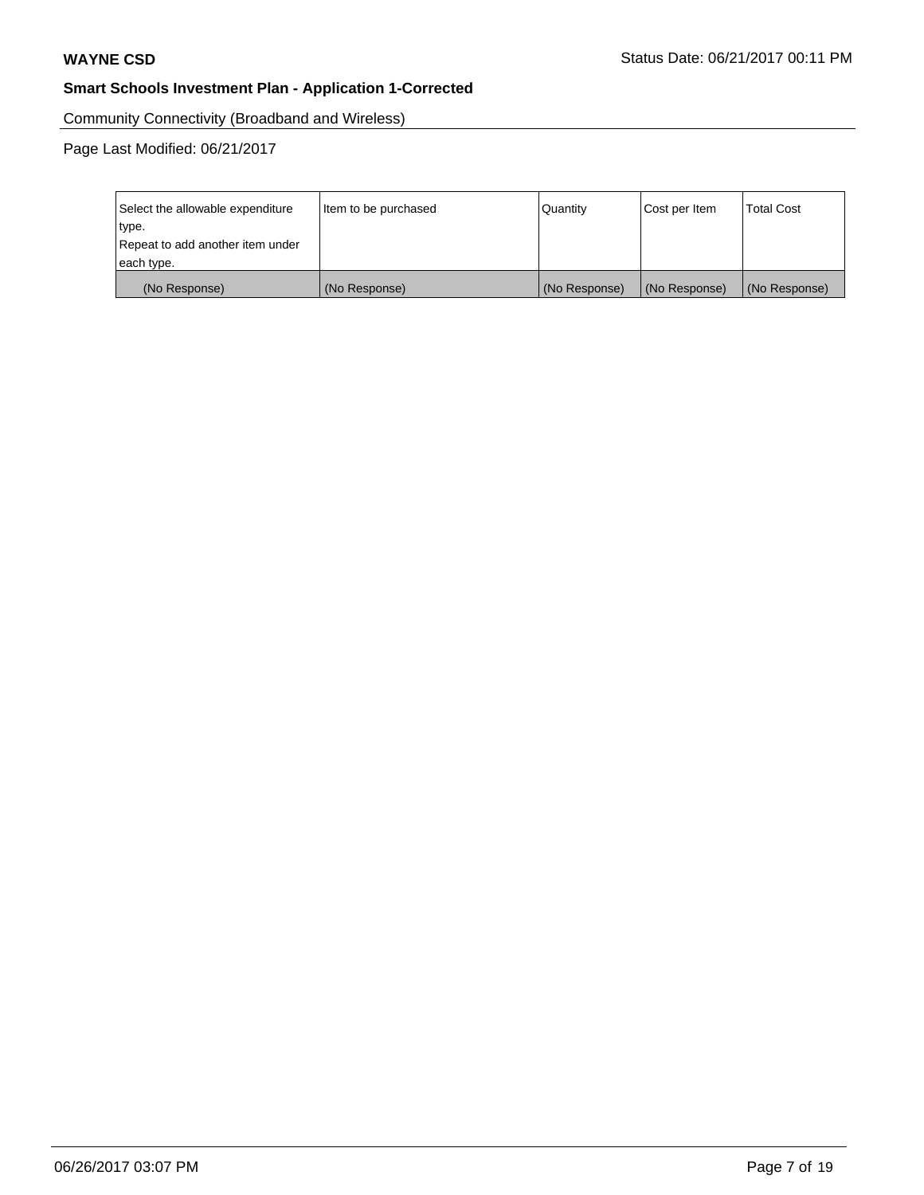Community Connectivity (Broadband and Wireless)

Page Last Modified: 06/21/2017

| Select the allowable expenditure type. Repeat to add another item under each type. | Item to be purchased | Quantity | Cost per Item | Total Cost |
|---|---|---|---|---|
| (No Response) | (No Response) | (No Response) | (No Response) | (No Response) |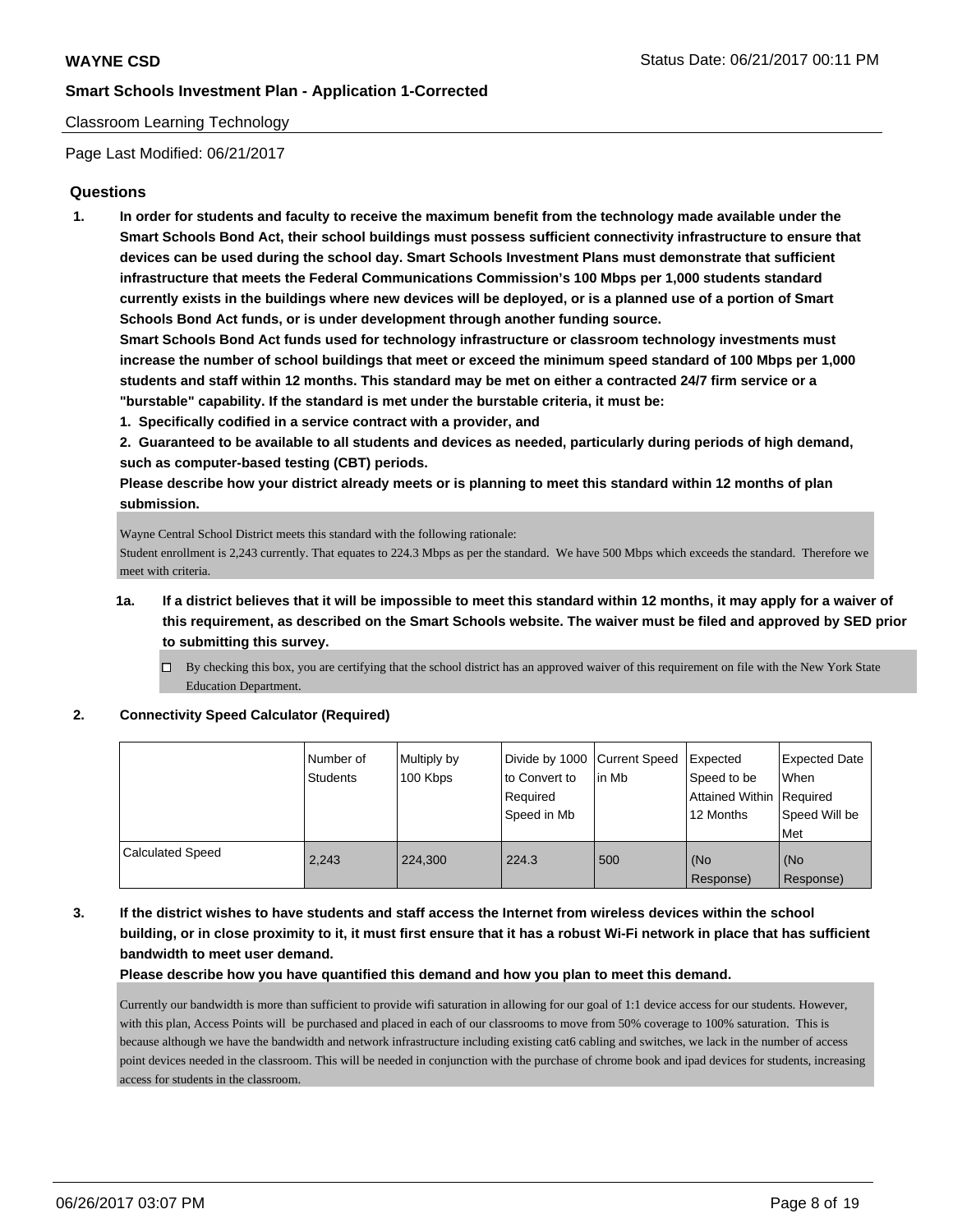Classroom Learning Technology

Page Last Modified: 06/21/2017

## Questions

1. **In order for students and faculty to receive the maximum benefit from the technology made available under the Smart Schools Bond Act, their school buildings must possess sufficient connectivity infrastructure to ensure that devices can be used during the school day. Smart Schools Investment Plans must demonstrate that sufficient infrastructure that meets the Federal Communications Commission's 100 Mbps per 1,000 students standard currently exists in the buildings where new devices will be deployed, or is a planned use of a portion of Smart Schools Bond Act funds, or is under development through another funding source.**

   **Smart Schools Bond Act funds used for technology infrastructure or classroom technology investments must increase the number of school buildings that meet or exceed the minimum speed standard of 100 Mbps per 1,000 students and staff within 12 months. This standard may be met on either a contracted 24/7 firm service or a "burstable" capability. If the standard is met under the burstable criteria, it must be:**

   **1. Specifically codified in a service contract with a provider, and**

   **2. Guaranteed to be available to all students and devices as needed, particularly during periods of high demand, such as computer-based testing (CBT) periods.**

   **Please describe how your district already meets or is planning to meet this standard within 12 months of plan submission.**

   Wayne Central School District meets this standard with the following rationale:
   Student enrollment is 2,243 currently. That equates to 224.3 Mbps as per the standard. We have 500 Mbps which exceeds the standard. Therefore we meet with criteria.

   1a. **If a district believes that it will be impossible to meet this standard within 12 months, it may apply for a waiver of this requirement, as described on the Smart Schools website. The waiver must be filed and approved by SED prior to submitting this survey.**

   - [ ] By checking this box, you are certifying that the school district has an approved waiver of this requirement on file with the New York State Education Department.

2. **Connectivity Speed Calculator (Required)**

| | Number of Students | Multiply by 100 Kbps | Divide by 1000 to Convert to Required Speed in Mb | Current Speed in Mb | Expected Speed to be Attained Within 12 Months | Expected Date When Required Speed Will be Met |
|---|---|---|---|---|---|---|
| Calculated Speed | 2,243 | 224,300 | 224.3 | 500 | (No Response) | (No Response) |

3. **If the district wishes to have students and staff access the Internet from wireless devices within the school building, or in close proximity to it, it must first ensure that it has a robust Wi-Fi network in place that has sufficient bandwidth to meet user demand.**

   **Please describe how you have quantified this demand and how you plan to meet this demand.**

   Currently our bandwidth is more than sufficient to provide wifi saturation in allowing for our goal of 1:1 device access for our students. However, with this plan, Access Points will be purchased and placed in each of our classrooms to move from 50% coverage to 100% saturation. This is because although we have the bandwidth and network infrastructure including existing cat6 cabling and switches, we lack in the number of access point devices needed in the classroom. This will be needed in conjunction with the purchase of chrome book and ipad devices for students, increasing access for students in the classroom.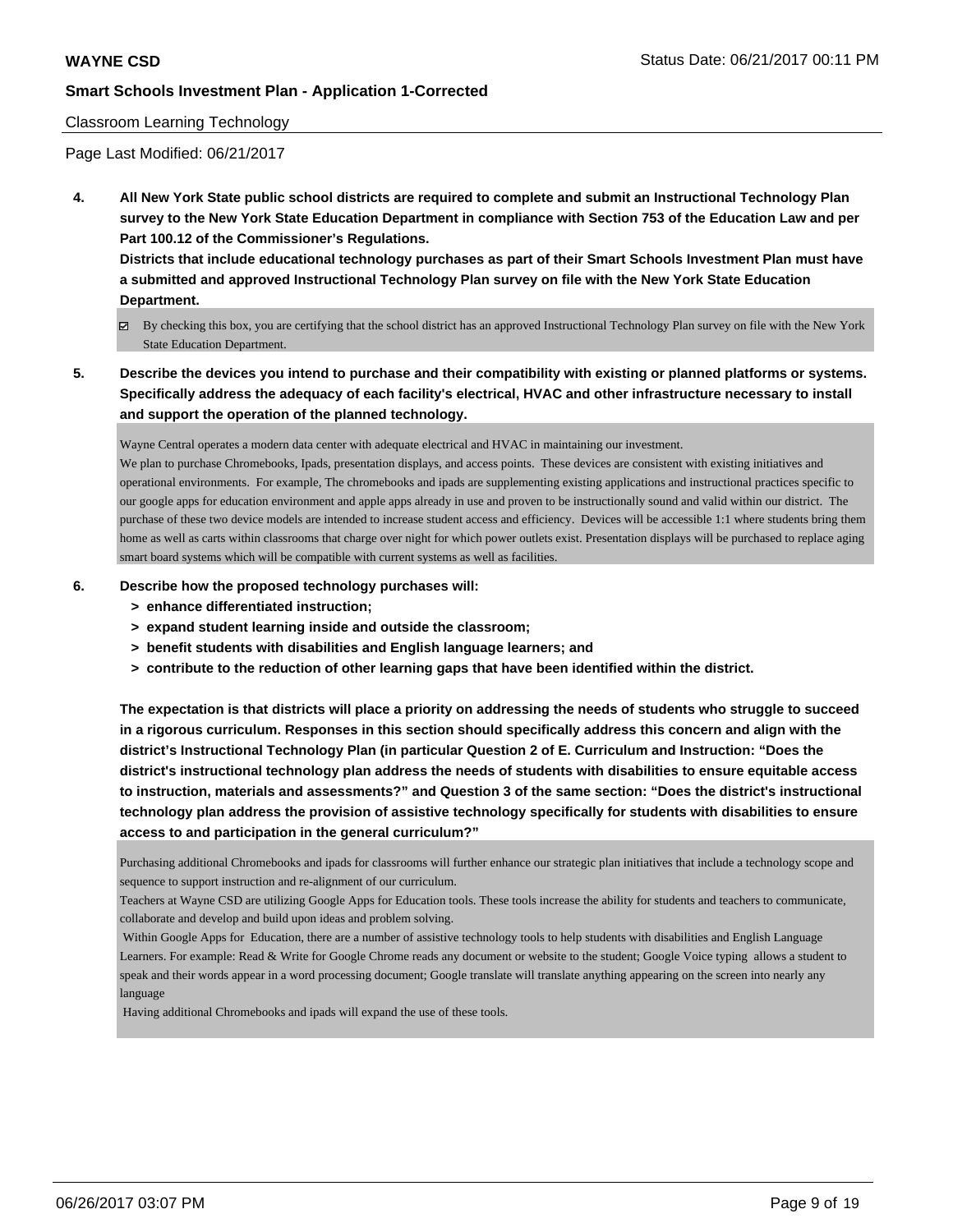Classroom Learning Technology

Page Last Modified: 06/21/2017

**4. All New York State public school districts are required to complete and submit an Instructional Technology Plan survey to the New York State Education Department in compliance with Section 753 of the Education Law and per Part 100.12 of the Commissioner's Regulations.**

**Districts that include educational technology purchases as part of their Smart Schools Investment Plan must have a submitted and approved Instructional Technology Plan survey on file with the New York State Education Department.**

- [x] By checking this box, you are certifying that the school district has an approved Instructional Technology Plan survey on file with the New York State Education Department.

**5. Describe the devices you intend to purchase and their compatibility with existing or planned platforms or systems. Specifically address the adequacy of each facility's electrical, HVAC and other infrastructure necessary to install and support the operation of the planned technology.**

Wayne Central operates a modern data center with adequate electrical and HVAC in maintaining our investment.
We plan to purchase Chromebooks, Ipads, presentation displays, and access points. These devices are consistent with existing initiatives and operational environments. For example, The chromebooks and ipads are supplementing existing applications and instructional practices specific to our google apps for education environment and apple apps already in use and proven to be instructionally sound and valid within our district. The purchase of these two device models are intended to increase student access and efficiency. Devices will be accessible 1:1 where students bring them home as well as carts within classrooms that charge over night for which power outlets exist. Presentation displays will be purchased to replace aging smart board systems which will be compatible with current systems as well as facilities.

**6. Describe how the proposed technology purchases will:**
- **> enhance differentiated instruction;**
- **> expand student learning inside and outside the classroom;**
- **> benefit students with disabilities and English language learners; and**
- **> contribute to the reduction of other learning gaps that have been identified within the district.**

**The expectation is that districts will place a priority on addressing the needs of students who struggle to succeed in a rigorous curriculum. Responses in this section should specifically address this concern and align with the district's Instructional Technology Plan (in particular Question 2 of E. Curriculum and Instruction: "Does the district's instructional technology plan address the needs of students with disabilities to ensure equitable access to instruction, materials and assessments?" and Question 3 of the same section: "Does the district's instructional technology plan address the provision of assistive technology specifically for students with disabilities to ensure access to and participation in the general curriculum?"**

Purchasing additional Chromebooks and ipads for classrooms will further enhance our strategic plan initiatives that include a technology scope and sequence to support instruction and re-alignment of our curriculum.
Teachers at Wayne CSD are utilizing Google Apps for Education tools. These tools increase the ability for students and teachers to communicate, collaborate and develop and build upon ideas and problem solving.
Within Google Apps for Education, there are a number of assistive technology tools to help students with disabilities and English Language Learners. For example: Read & Write for Google Chrome reads any document or website to the student; Google Voice typing allows a student to speak and their words appear in a word processing document; Google translate will translate anything appearing on the screen into nearly any language
Having additional Chromebooks and ipads will expand the use of these tools.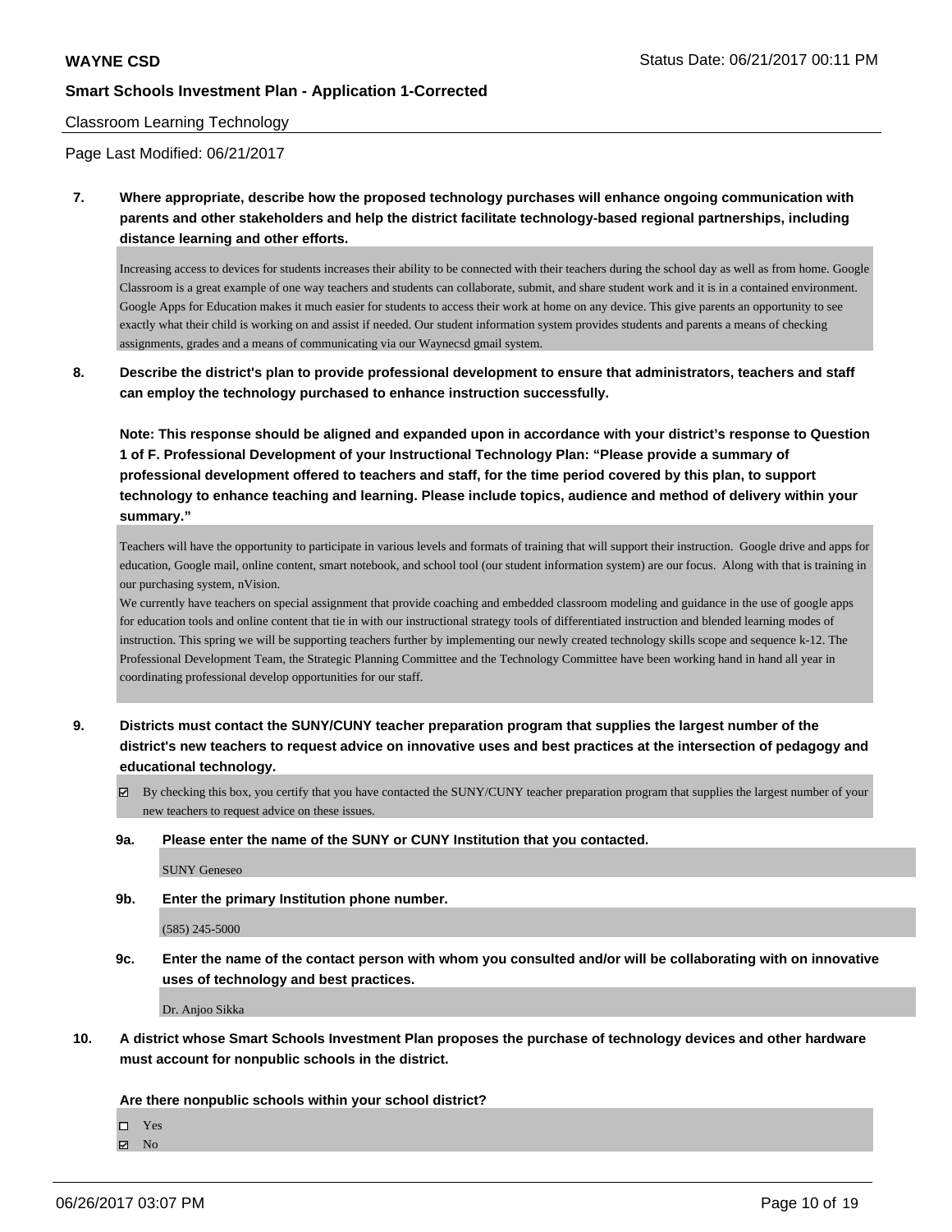Classroom Learning Technology

Page Last Modified: 06/21/2017

**7. Where appropriate, describe how the proposed technology purchases will enhance ongoing communication with parents and other stakeholders and help the district facilitate technology-based regional partnerships, including distance learning and other efforts.**

Increasing access to devices for students increases their ability to be connected with their teachers during the school day as well as from home. Google Classroom is a great example of one way teachers and students can collaborate, submit, and share student work and it is in a contained environment. Google Apps for Education makes it much easier for students to access their work at home on any device. This give parents an opportunity to see exactly what their child is working on and assist if needed. Our student information system provides students and parents a means of checking assignments, grades and a means of communicating via our Waynecsd gmail system.

**8. Describe the district's plan to provide professional development to ensure that administrators, teachers and staff can employ the technology purchased to enhance instruction successfully.**

**Note: This response should be aligned and expanded upon in accordance with your district's response to Question 1 of F. Professional Development of your Instructional Technology Plan: "Please provide a summary of professional development offered to teachers and staff, for the time period covered by this plan, to support technology to enhance teaching and learning. Please include topics, audience and method of delivery within your summary."**

Teachers will have the opportunity to participate in various levels and formats of training that will support their instruction. Google drive and apps for education, Google mail, online content, smart notebook, and school tool (our student information system) are our focus. Along with that is training in our purchasing system, nVision.

We currently have teachers on special assignment that provide coaching and embedded classroom modeling and guidance in the use of google apps for education tools and online content that tie in with our instructional strategy tools of differentiated instruction and blended learning modes of instruction. This spring we will be supporting teachers further by implementing our newly created technology skills scope and sequence k-12. The Professional Development Team, the Strategic Planning Committee and the Technology Committee have been working hand in hand all year in coordinating professional develop opportunities for our staff.

**9. Districts must contact the SUNY/CUNY teacher preparation program that supplies the largest number of the district's new teachers to request advice on innovative uses and best practices at the intersection of pedagogy and educational technology.**

☑ By checking this box, you certify that you have contacted the SUNY/CUNY teacher preparation program that supplies the largest number of your new teachers to request advice on these issues.

**9a. Please enter the name of the SUNY or CUNY Institution that you contacted.**

SUNY Geneseo

**9b. Enter the primary Institution phone number.**

(585) 245-5000

**9c. Enter the name of the contact person with whom you consulted and/or will be collaborating with on innovative uses of technology and best practices.**

Dr. Anjoo Sikka

**10. A district whose Smart Schools Investment Plan proposes the purchase of technology devices and other hardware must account for nonpublic schools in the district.**

**Are there nonpublic schools within your school district?**

☐ Yes
☑ No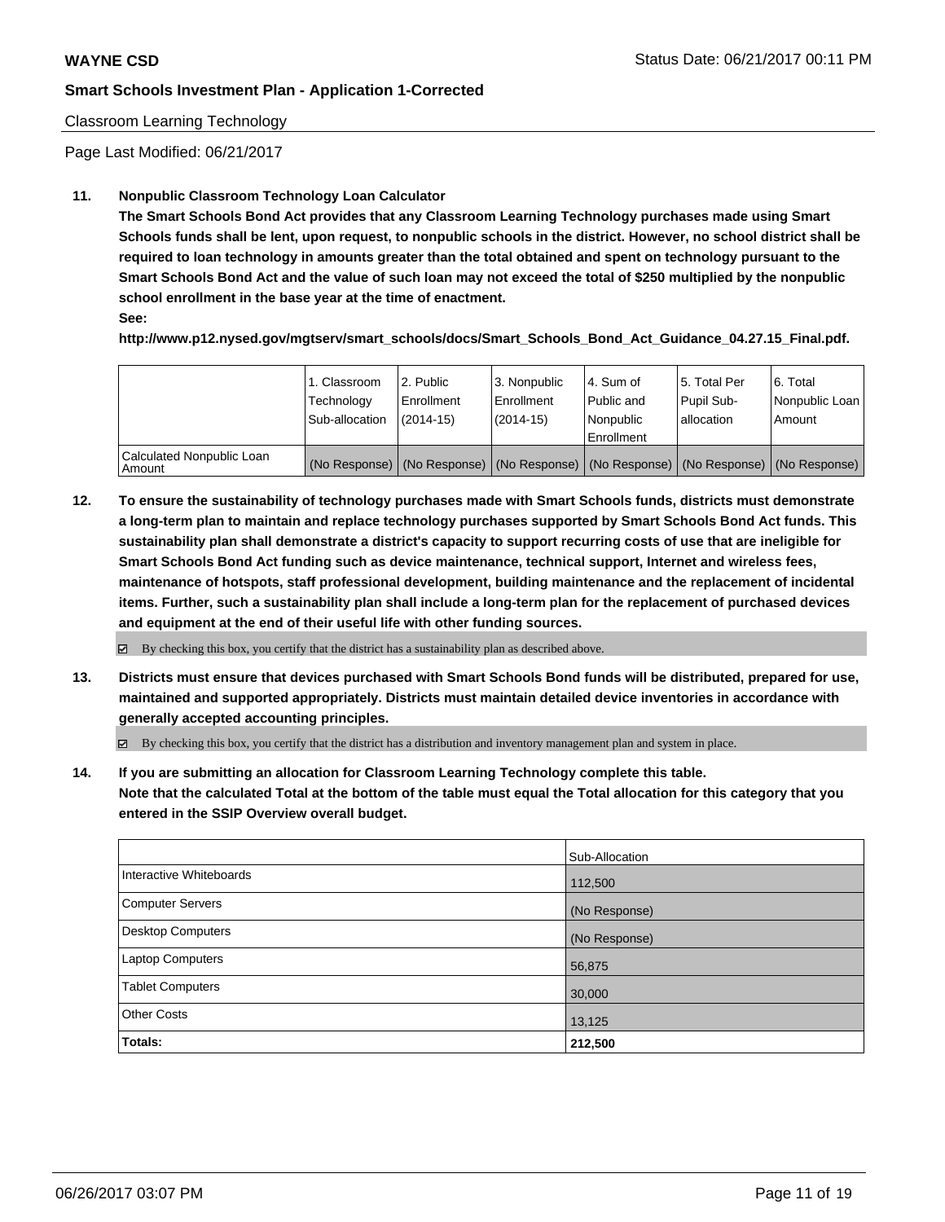Classroom Learning Technology

Page Last Modified: 06/21/2017

**11. Nonpublic Classroom Technology Loan Calculator**

**The Smart Schools Bond Act provides that any Classroom Learning Technology purchases made using Smart Schools funds shall be lent, upon request, to nonpublic schools in the district. However, no school district shall be required to loan technology in amounts greater than the total obtained and spent on technology pursuant to the Smart Schools Bond Act and the value of such loan may not exceed the total of $250 multiplied by the nonpublic school enrollment in the base year at the time of enactment.**

**See:**

**http://www.p12.nysed.gov/mgtserv/smart_schools/docs/Smart_Schools_Bond_Act_Guidance_04.27.15_Final.pdf.**

| | 1. Classroom Technology Sub-allocation | 2. Public Enrollment (2014-15) | 3. Nonpublic Enrollment (2014-15) | 4. Sum of Public and Nonpublic Enrollment | 5. Total Per Pupil Sub-allocation | 6. Total Nonpublic Loan Amount |
|---|---|---|---|---|---|---|
| Calculated Nonpublic Loan Amount | (No Response) | (No Response) | (No Response) | (No Response) | (No Response) | (No Response) |

**12. To ensure the sustainability of technology purchases made with Smart Schools funds, districts must demonstrate a long-term plan to maintain and replace technology purchases supported by Smart Schools Bond Act funds. This sustainability plan shall demonstrate a district's capacity to support recurring costs of use that are ineligible for Smart Schools Bond Act funding such as device maintenance, technical support, Internet and wireless fees, maintenance of hotspots, staff professional development, building maintenance and the replacement of incidental items. Further, such a sustainability plan shall include a long-term plan for the replacement of purchased devices and equipment at the end of their useful life with other funding sources.**

☑ By checking this box, you certify that the district has a sustainability plan as described above.

**13. Districts must ensure that devices purchased with Smart Schools Bond funds will be distributed, prepared for use, maintained and supported appropriately. Districts must maintain detailed device inventories in accordance with generally accepted accounting principles.**

☑ By checking this box, you certify that the district has a distribution and inventory management plan and system in place.

**14. If you are submitting an allocation for Classroom Learning Technology complete this table. Note that the calculated Total at the bottom of the table must equal the Total allocation for this category that you entered in the SSIP Overview overall budget.**

| | Sub-Allocation |
|---|---|
| Interactive Whiteboards | 112,500 |
| Computer Servers | (No Response) |
| Desktop Computers | (No Response) |
| Laptop Computers | 56,875 |
| Tablet Computers | 30,000 |
| Other Costs | 13,125 |
| **Totals:** | **212,500** |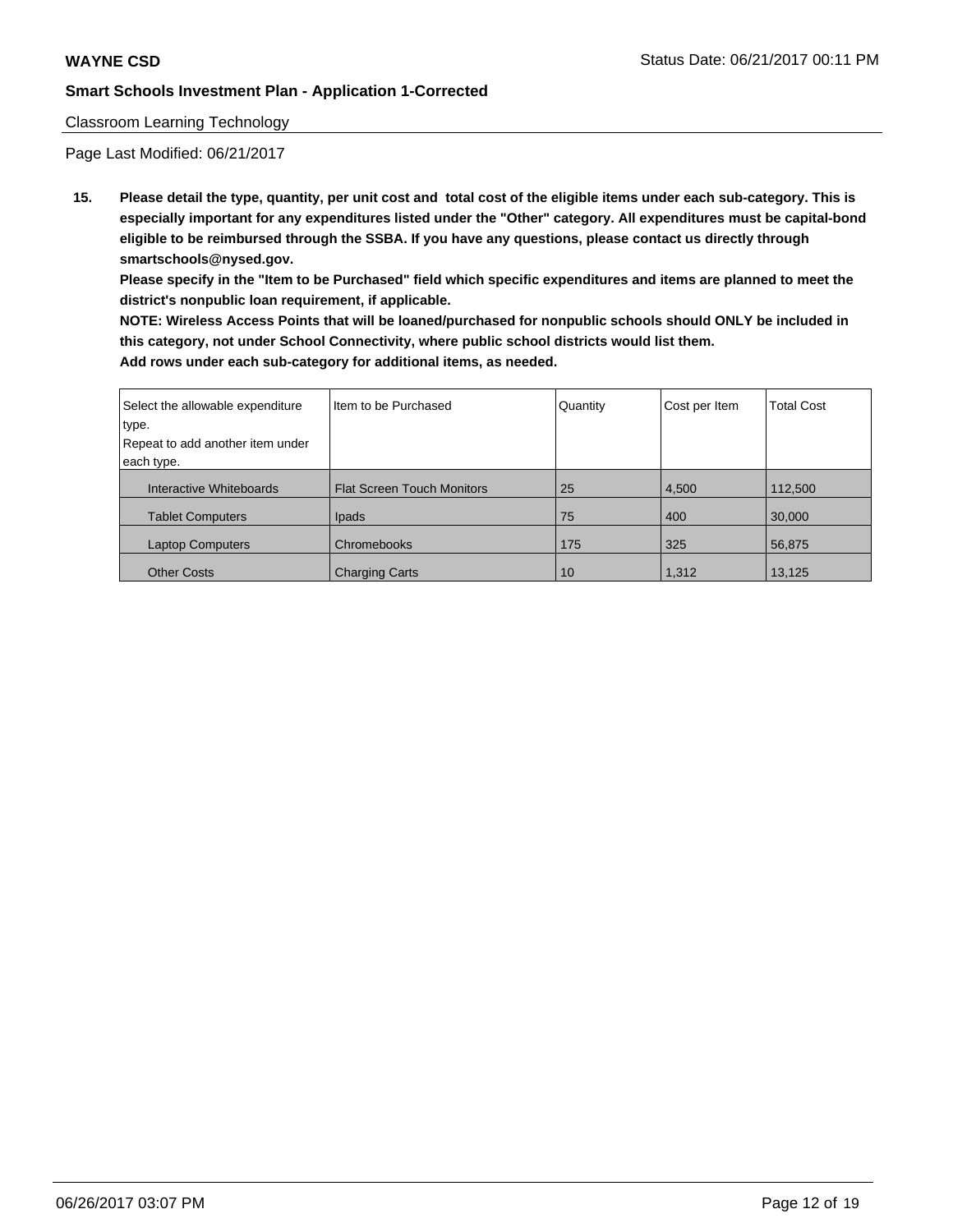Classroom Learning Technology

Page Last Modified: 06/21/2017

**15. Please detail the type, quantity, per unit cost and total cost of the eligible items under each sub-category. This is especially important for any expenditures listed under the "Other" category. All expenditures must be capital-bond eligible to be reimbursed through the SSBA. If you have any questions, please contact us directly through smartschools@nysed.gov.**

**Please specify in the "Item to be Purchased" field which specific expenditures and items are planned to meet the district's nonpublic loan requirement, if applicable.**

**NOTE: Wireless Access Points that will be loaned/purchased for nonpublic schools should ONLY be included in this category, not under School Connectivity, where public school districts would list them.**

**Add rows under each sub-category for additional items, as needed.**

| Select the allowable expenditure type. Repeat to add another item under each type. | Item to be Purchased | Quantity | Cost per Item | Total Cost |
|---|---|---|---|---|
| Interactive Whiteboards | Flat Screen Touch Monitors | 25 | 4,500 | 112,500 |
| Tablet Computers | Ipads | 75 | 400 | 30,000 |
| Laptop Computers | Chromebooks | 175 | 325 | 56,875 |
| Other Costs | Charging Carts | 10 | 1,312 | 13,125 |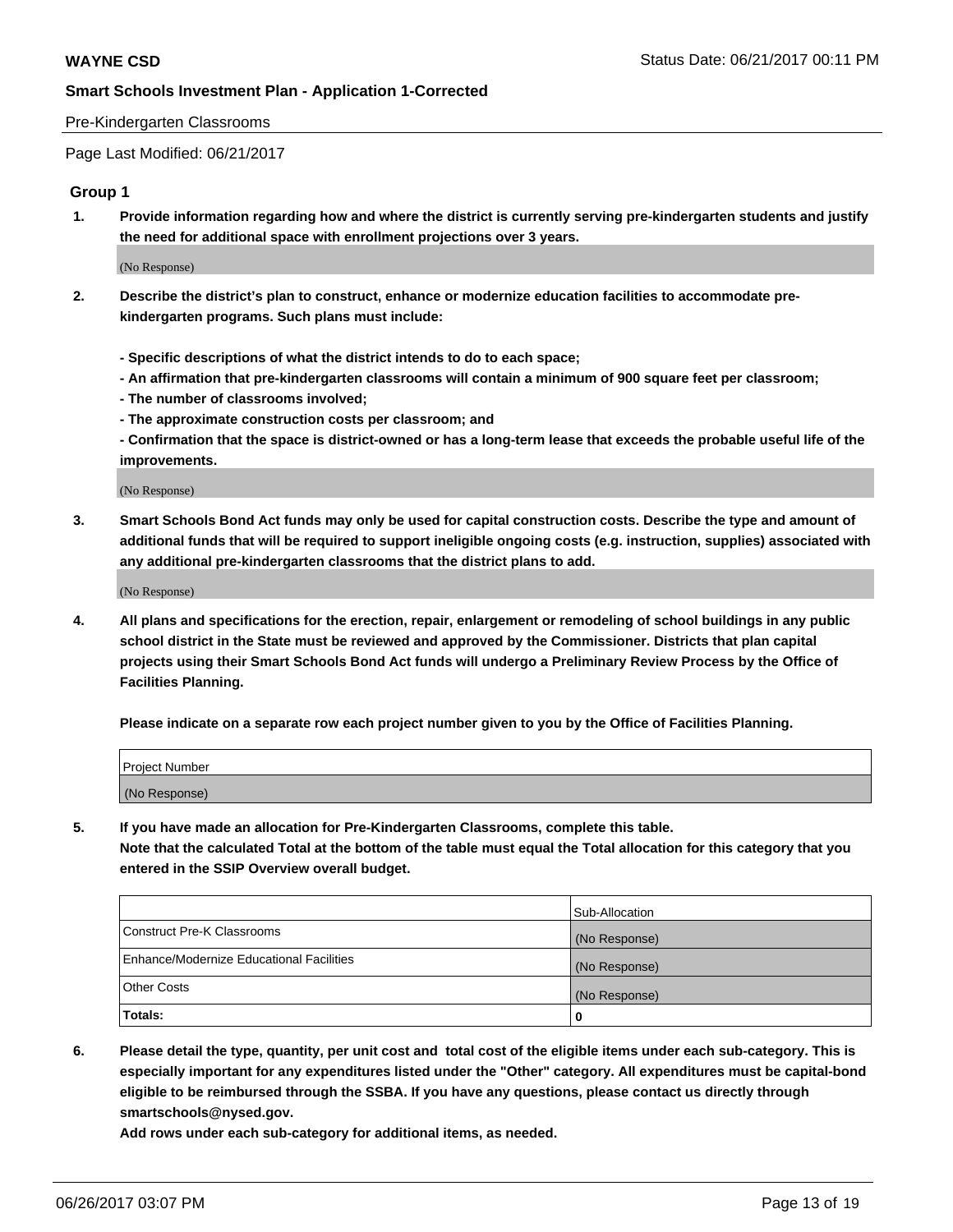Pre-Kindergarten Classrooms

Page Last Modified: 06/21/2017

## Group 1

**1. Provide information regarding how and where the district is currently serving pre-kindergarten students and justify the need for additional space with enrollment projections over 3 years.**

(No Response)

**2. Describe the district's plan to construct, enhance or modernize education facilities to accommodate pre-kindergarten programs. Such plans must include:**

**- Specific descriptions of what the district intends to do to each space;**
**- An affirmation that pre-kindergarten classrooms will contain a minimum of 900 square feet per classroom;**
**- The number of classrooms involved;**
**- The approximate construction costs per classroom; and**
**- Confirmation that the space is district-owned or has a long-term lease that exceeds the probable useful life of the improvements.**

(No Response)

**3. Smart Schools Bond Act funds may only be used for capital construction costs. Describe the type and amount of additional funds that will be required to support ineligible ongoing costs (e.g. instruction, supplies) associated with any additional pre-kindergarten classrooms that the district plans to add.**

(No Response)

**4. All plans and specifications for the erection, repair, enlargement or remodeling of school buildings in any public school district in the State must be reviewed and approved by the Commissioner. Districts that plan capital projects using their Smart Schools Bond Act funds will undergo a Preliminary Review Process by the Office of Facilities Planning.**

**Please indicate on a separate row each project number given to you by the Office of Facilities Planning.**

| Project Number |
|---|
| (No Response) |

**5. If you have made an allocation for Pre-Kindergarten Classrooms, complete this table.**
**Note that the calculated Total at the bottom of the table must equal the Total allocation for this category that you entered in the SSIP Overview overall budget.**

| | Sub-Allocation |
|---|---|
| Construct Pre-K Classrooms | (No Response) |
| Enhance/Modernize Educational Facilities | (No Response) |
| Other Costs | (No Response) |
| **Totals:** | **0** |

**6. Please detail the type, quantity, per unit cost and total cost of the eligible items under each sub-category. This is especially important for any expenditures listed under the "Other" category. All expenditures must be capital-bond eligible to be reimbursed through the SSBA. If you have any questions, please contact us directly through smartschools@nysed.gov.**
**Add rows under each sub-category for additional items, as needed.**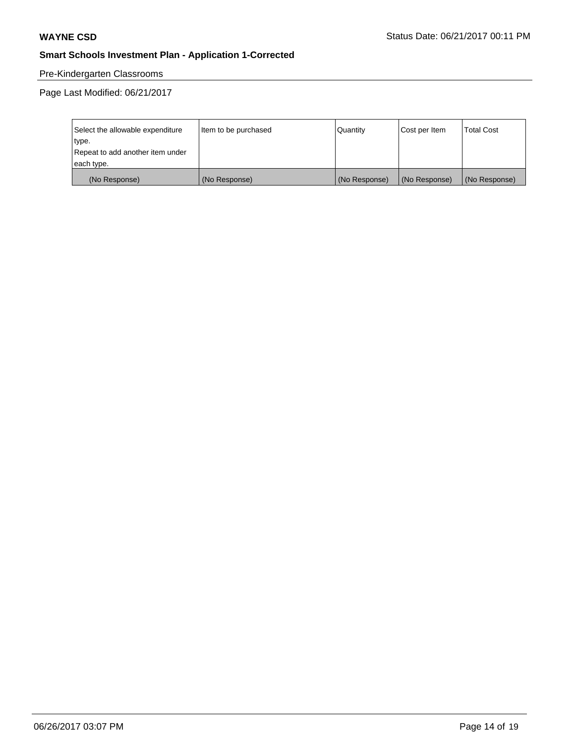Pre-Kindergarten Classrooms

Page Last Modified: 06/21/2017

| Select the allowable expenditure type. Repeat to add another item under each type. | Item to be purchased | Quantity | Cost per Item | Total Cost |
|---|---|---|---|---|
| (No Response) | (No Response) | (No Response) | (No Response) | (No Response) |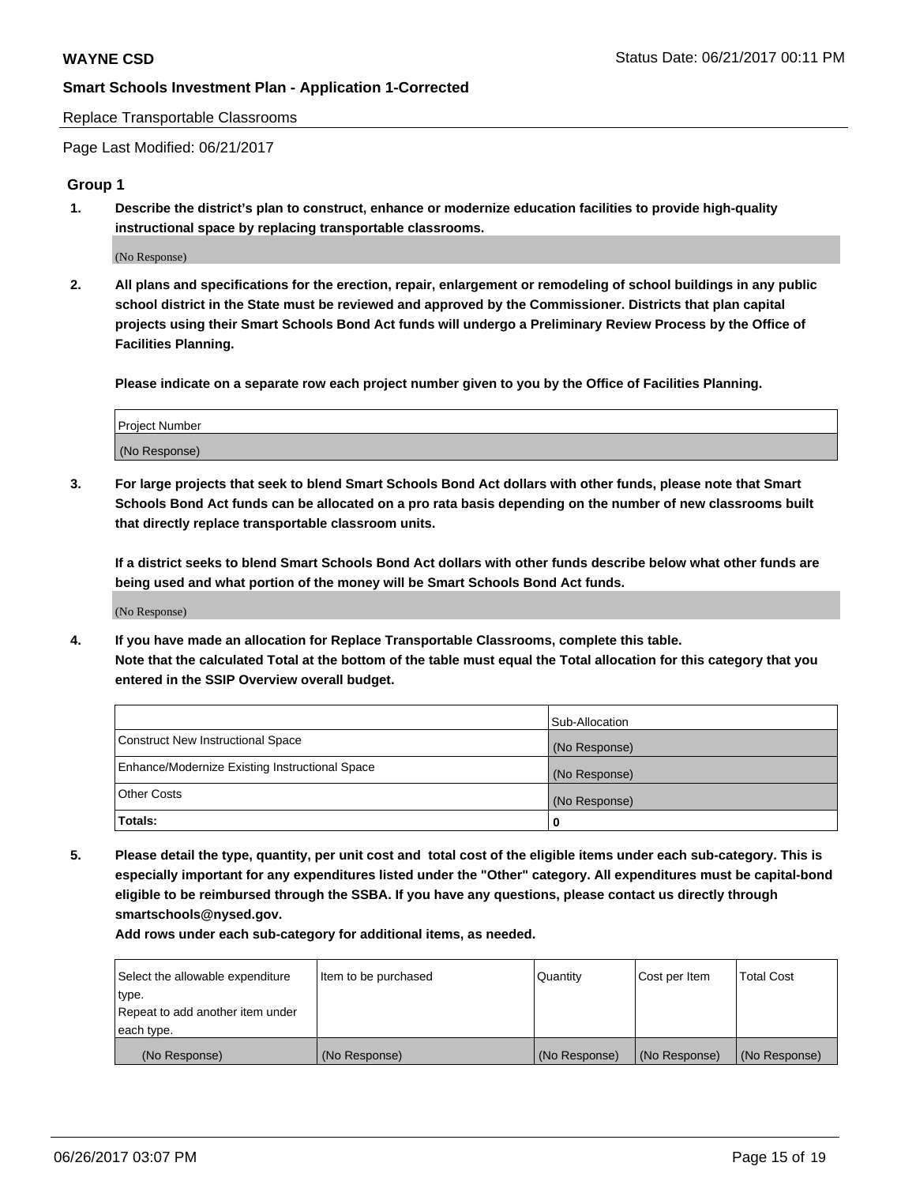Replace Transportable Classrooms

Page Last Modified: 06/21/2017

## Group 1

**1. Describe the district's plan to construct, enhance or modernize education facilities to provide high-quality instructional space by replacing transportable classrooms.**

(No Response)

**2. All plans and specifications for the erection, repair, enlargement or remodeling of school buildings in any public school district in the State must be reviewed and approved by the Commissioner. Districts that plan capital projects using their Smart Schools Bond Act funds will undergo a Preliminary Review Process by the Office of Facilities Planning.**

**Please indicate on a separate row each project number given to you by the Office of Facilities Planning.**

| Project Number |
|---|
| (No Response) |

**3. For large projects that seek to blend Smart Schools Bond Act dollars with other funds, please note that Smart Schools Bond Act funds can be allocated on a pro rata basis depending on the number of new classrooms built that directly replace transportable classroom units.**

**If a district seeks to blend Smart Schools Bond Act dollars with other funds describe below what other funds are being used and what portion of the money will be Smart Schools Bond Act funds.**

(No Response)

**4. If you have made an allocation for Replace Transportable Classrooms, complete this table. Note that the calculated Total at the bottom of the table must equal the Total allocation for this category that you entered in the SSIP Overview overall budget.**

| | Sub-Allocation |
|---|---|
| Construct New Instructional Space | (No Response) |
| Enhance/Modernize Existing Instructional Space | (No Response) |
| Other Costs | (No Response) |
| **Totals:** | **0** |

**5. Please detail the type, quantity, per unit cost and total cost of the eligible items under each sub-category. This is especially important for any expenditures listed under the "Other" category. All expenditures must be capital-bond eligible to be reimbursed through the SSBA. If you have any questions, please contact us directly through smartschools@nysed.gov.**

**Add rows under each sub-category for additional items, as needed.**

| Select the allowable expenditure type. Repeat to add another item under each type. | Item to be purchased | Quantity | Cost per Item | Total Cost |
|---|---|---|---|---|
| (No Response) | (No Response) | (No Response) | (No Response) | (No Response) |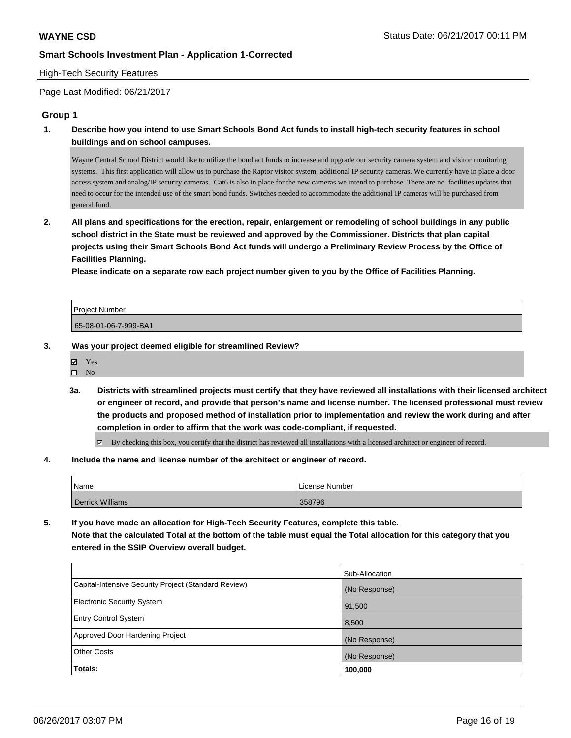**WAYNE CSD** Status Date: 06/21/2017 00:11 PM

**Smart Schools Investment Plan - Application 1-Corrected**

High-Tech Security Features

Page Last Modified: 06/21/2017

## Group 1

**1. Describe how you intend to use Smart Schools Bond Act funds to install high-tech security features in school buildings and on school campuses.**

Wayne Central School District would like to utilize the bond act funds to increase and upgrade our security camera system and visitor monitoring systems. This first application will allow us to purchase the Raptor visitor system, additional IP security cameras. We currently have in place a door access system and analog/IP security cameras. Cat6 is also in place for the new cameras we intend to purchase. There are no facilities updates that need to occur for the intended use of the smart bond funds. Switches needed to accommodate the additional IP cameras will be purchased from general fund.

**2. All plans and specifications for the erection, repair, enlargement or remodeling of school buildings in any public school district in the State must be reviewed and approved by the Commissioner. Districts that plan capital projects using their Smart Schools Bond Act funds will undergo a Preliminary Review Process by the Office of Facilities Planning.**

**Please indicate on a separate row each project number given to you by the Office of Facilities Planning.**

| Project Number |
| --- |
| 65-08-01-06-7-999-BA1 |

**3. Was your project deemed eligible for streamlined Review?**

- ☑ Yes
- ☐ No

**3a. Districts with streamlined projects must certify that they have reviewed all installations with their licensed architect or engineer of record, and provide that person's name and license number. The licensed professional must review the products and proposed method of installation prior to implementation and review the work during and after completion in order to affirm that the work was code-compliant, if requested.**

- ☑ By checking this box, you certify that the district has reviewed all installations with a licensed architect or engineer of record.

**4. Include the name and license number of the architect or engineer of record.**

| Name | License Number |
| --- | --- |
| Derrick Williams | 358796 |

**5. If you have made an allocation for High-Tech Security Features, complete this table.**
**Note that the calculated Total at the bottom of the table must equal the Total allocation for this category that you entered in the SSIP Overview overall budget.**

| | Sub-Allocation |
| --- | --- |
| Capital-Intensive Security Project (Standard Review) | (No Response) |
| Electronic Security System | 91,500 |
| Entry Control System | 8,500 |
| Approved Door Hardening Project | (No Response) |
| Other Costs | (No Response) |
| **Totals:** | **100,000** |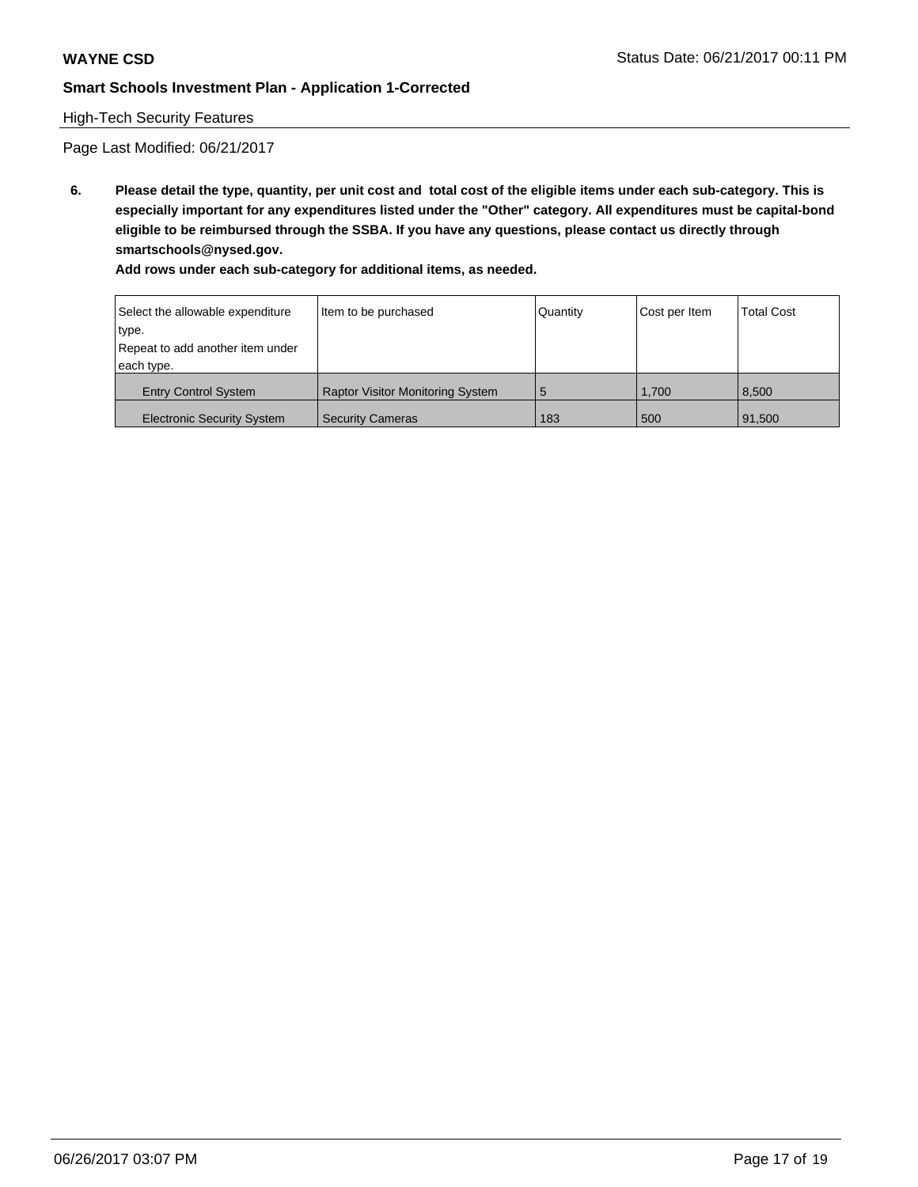High-Tech Security Features

Page Last Modified: 06/21/2017

**6. Please detail the type, quantity, per unit cost and total cost of the eligible items under each sub-category. This is especially important for any expenditures listed under the "Other" category. All expenditures must be capital-bond eligible to be reimbursed through the SSBA. If you have any questions, please contact us directly through smartschools@nysed.gov.**

**Add rows under each sub-category for additional items, as needed.**

| Select the allowable expenditure type. Repeat to add another item under each type. | Item to be purchased | Quantity | Cost per Item | Total Cost |
|---|---|---|---|---|
| Entry Control System | Raptor Visitor Monitoring System | 5 | 1,700 | 8,500 |
| Electronic Security System | Security Cameras | 183 | 500 | 91,500 |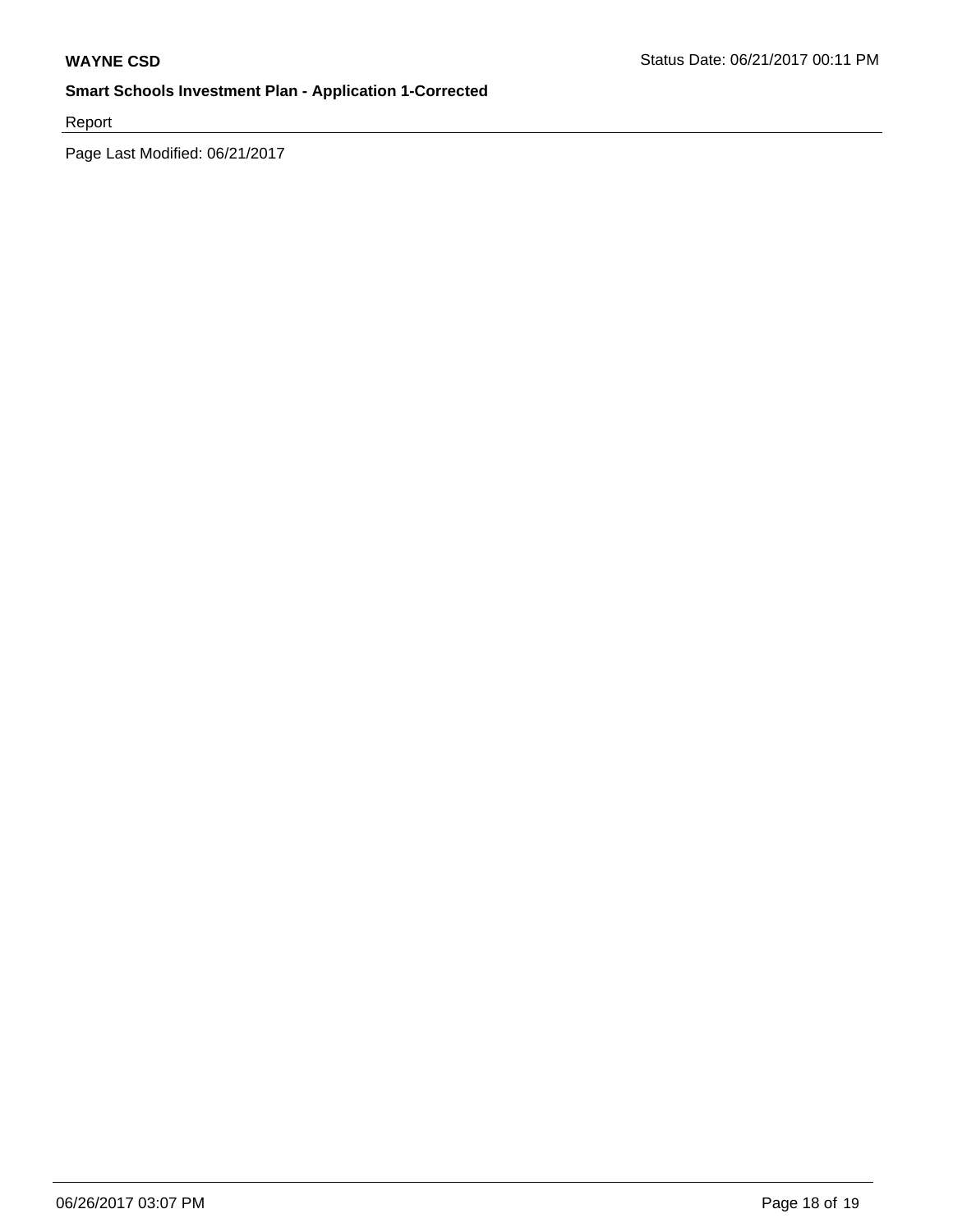Report

Page Last Modified: 06/21/2017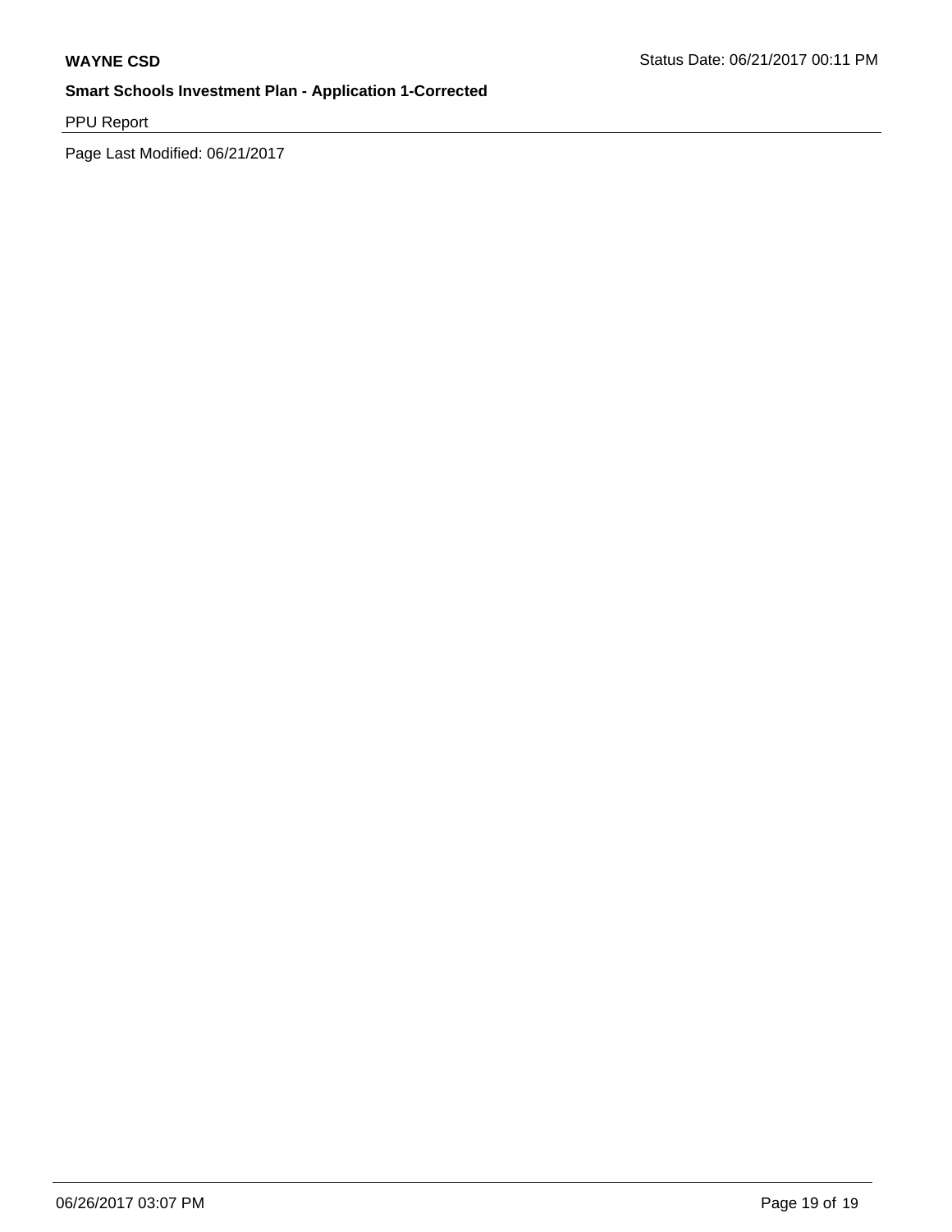PPU Report

Page Last Modified: 06/21/2017